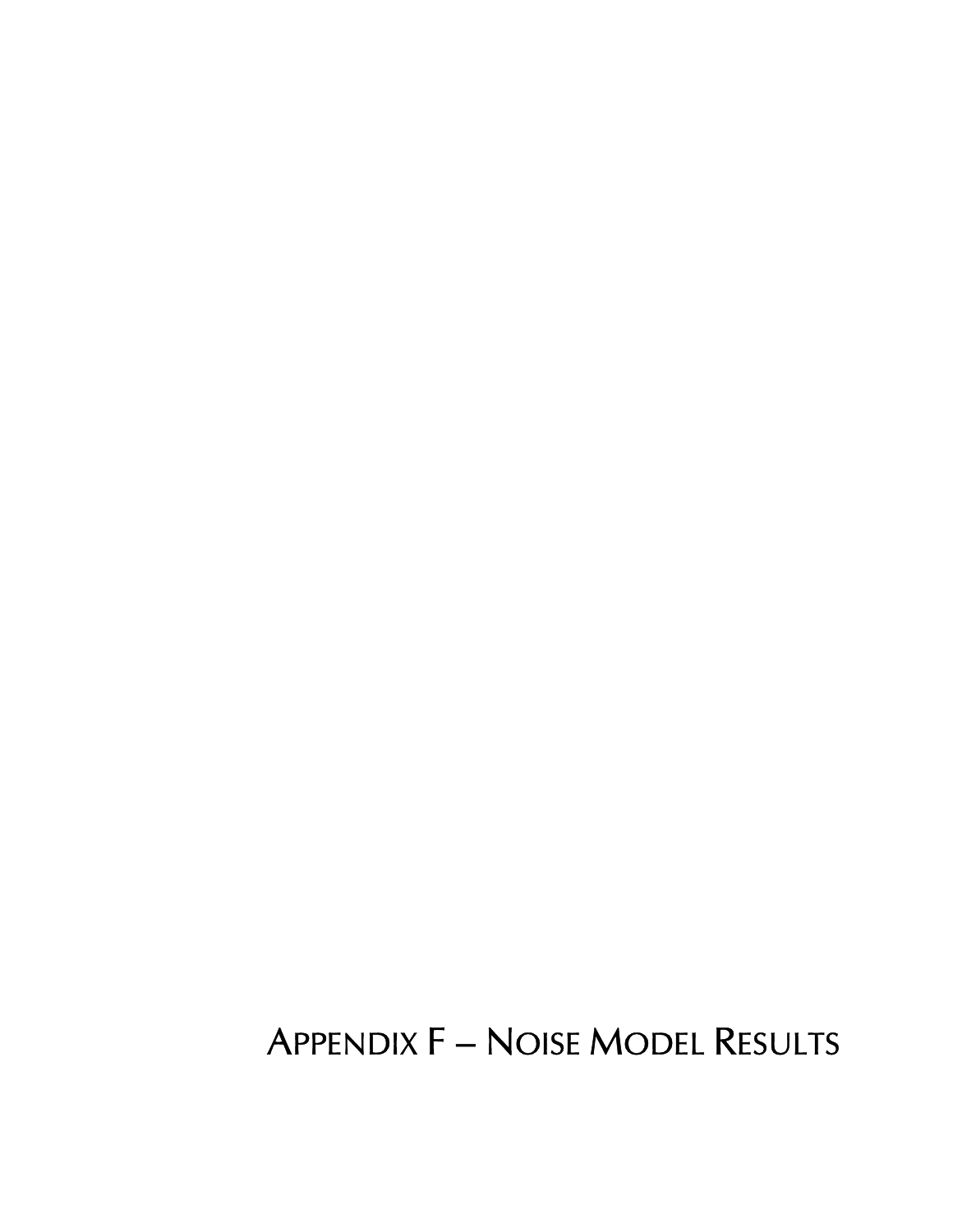# Appendix F – Noise Model Results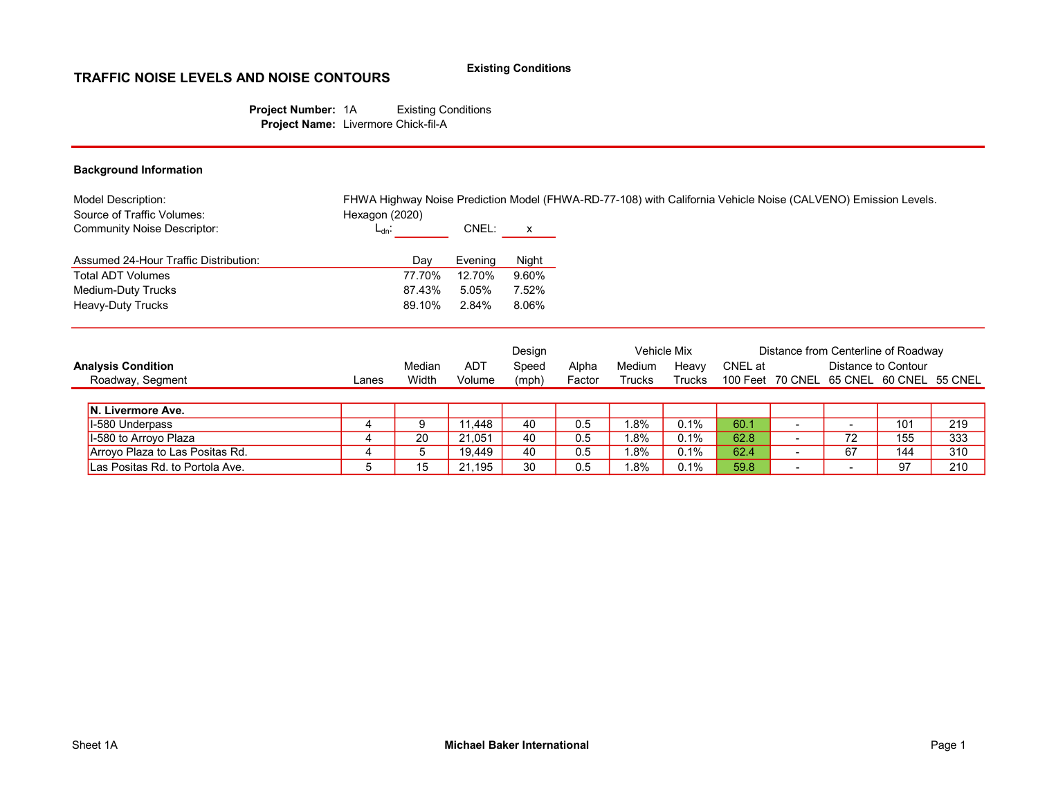**Existing Conditions**

# TRAFFIC NOISE LEVELS AND NOISE CONTOURS

**Project Number:** 1A Existing Conditions
**Project Name:** Livermore Chick-fil-A

## Background Information

| | |
|---|---|
| Model Description: | FHWA Highway Noise Prediction Model (FHWA-RD-77-108) with California Vehicle Noise (CALVENO) Emission Levels. |
| Source of Traffic Volumes: | Hexagon (2020) |
| Community Noise Descriptor: | $L_{dn}$: ______ CNEL: x |

| Assumed 24-Hour Traffic Distribution: | Day | Evening | Night |
|---|---|---|---|
| Total ADT Volumes | 77.70% | 12.70% | 9.60% |
| Medium-Duty Trucks | 87.43% | 5.05% | 7.52% |
| Heavy-Duty Trucks | 89.10% | 2.84% | 8.06% |

| **Analysis Condition** | | | | Design | | Vehicle Mix | | Distance from Centerline of Roadway | | | | |
|---|---|---|---|---|---|---|---|---|---|---|---|---|
| | | | | | | | | CNEL at | Distance to Contour | | | |
| Roadway, Segment | Lanes | Median Width | ADT Volume | Speed (mph) | Alpha Factor | Medium Trucks | Heavy Trucks | 100 Feet | 70 CNEL | 65 CNEL | 60 CNEL | 55 CNEL |
| **N. Livermore Ave.** | | | | | | | | | | | | |
| I-580 Underpass | 4 | 9 | 11,448 | 40 | 0.5 | 1.8% | 0.1% | 60.1 | - | - | 101 | 219 |
| I-580 to Arroyo Plaza | 4 | 20 | 21,051 | 40 | 0.5 | 1.8% | 0.1% | 62.8 | - | 72 | 155 | 333 |
| Arroyo Plaza to Las Positas Rd. | 4 | 5 | 19,449 | 40 | 0.5 | 1.8% | 0.1% | 62.4 | - | 67 | 144 | 310 |
| Las Positas Rd. to Portola Ave. | 5 | 15 | 21,195 | 30 | 0.5 | 1.8% | 0.1% | 59.8 | - | - | 97 | 210 |

Sheet 1A

**Michael Baker International**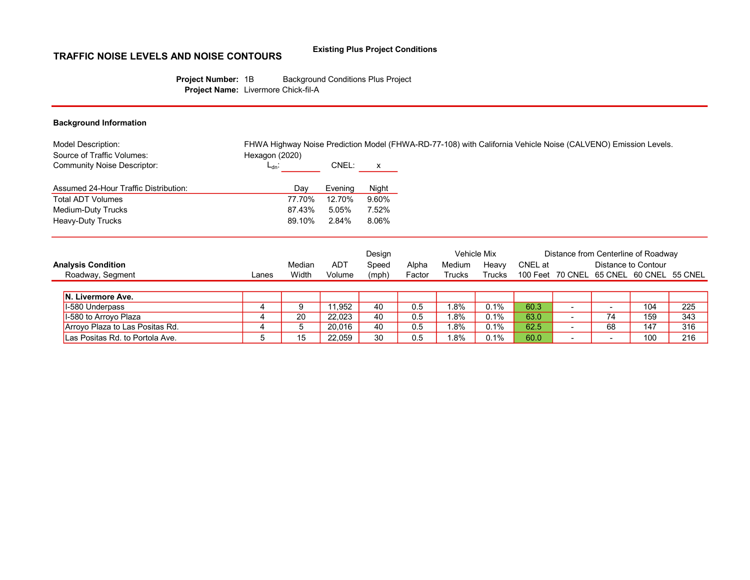## TRAFFIC NOISE LEVELS AND NOISE CONTOURS

**Existing Plus Project Conditions**

**Project Number:** 1B Background Conditions Plus Project
**Project Name:** Livermore Chick-fil-A

### Background Information

Model Description: FHWA Highway Noise Prediction Model (FHWA-RD-77-108) with California Vehicle Noise (CALVENO) Emission Levels.
Source of Traffic Volumes: Hexagon (2020)
Community Noise Descriptor: $L_{dn}$: ______ CNEL: x

| Assumed 24-Hour Traffic Distribution: | Day | Evening | Night |
|---|---|---|---|
| Total ADT Volumes | 77.70% | 12.70% | 9.60% |
| Medium-Duty Trucks | 87.43% | 5.05% | 7.52% |
| Heavy-Duty Trucks | 89.10% | 2.84% | 8.06% |

| Analysis Condition | | | | Design | | Vehicle Mix | | Distance from Centerline of Roadway | | | | |
|---|---|---|---|---|---|---|---|---|---|---|---|---|
| | | Median | ADT | Speed | Alpha | Medium | Heavy | CNEL at | Distance to Contour | | | |
| Roadway, Segment | Lanes | Width | Volume | (mph) | Factor | Trucks | Trucks | 100 Feet | 70 CNEL | 65 CNEL | 60 CNEL | 55 CNEL |
| **N. Livermore Ave.** | | | | | | | | | | | | |
| I-580 Underpass | 4 | 9 | 11,952 | 40 | 0.5 | 1.8% | 0.1% | 60.3 | - | - | 104 | 225 |
| I-580 to Arroyo Plaza | 4 | 20 | 22,023 | 40 | 0.5 | 1.8% | 0.1% | 63.0 | - | 74 | 159 | 343 |
| Arroyo Plaza to Las Positas Rd. | 4 | 5 | 20,016 | 40 | 0.5 | 1.8% | 0.1% | 62.5 | - | 68 | 147 | 316 |
| Las Positas Rd. to Portola Ave. | 5 | 15 | 22,059 | 30 | 0.5 | 1.8% | 0.1% | 60.0 | - | - | 100 | 216 |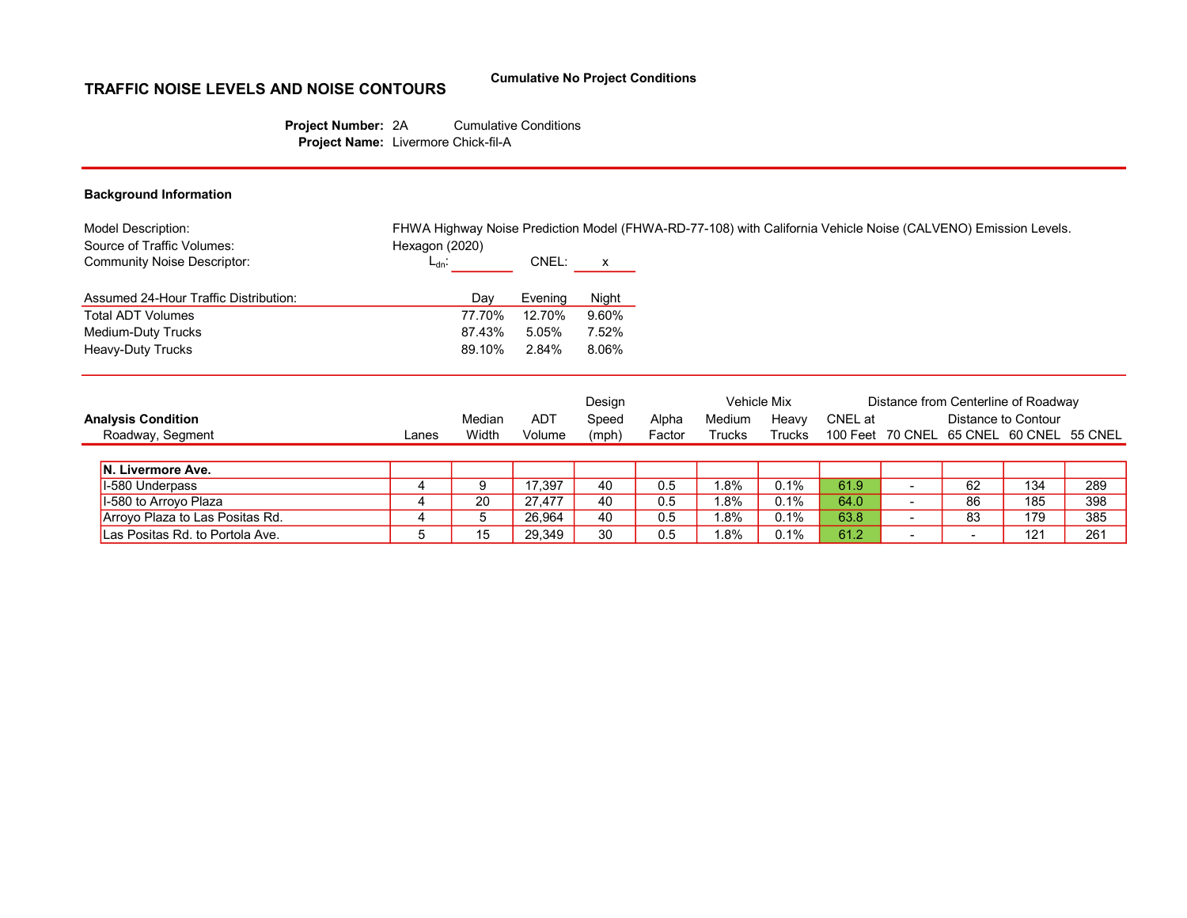**Cumulative No Project Conditions**

# TRAFFIC NOISE LEVELS AND NOISE CONTOURS

**Project Number:** 2A Cumulative Conditions
**Project Name:** Livermore Chick-fil-A

## Background Information

Model Description: FHWA Highway Noise Prediction Model (FHWA-RD-77-108) with California Vehicle Noise (CALVENO) Emission Levels.
Source of Traffic Volumes: Hexagon (2020)
Community Noise Descriptor: $L_{dn}$: ______ CNEL: x

| Assumed 24-Hour Traffic Distribution: | Day | Evening | Night |
|---|---|---|---|
| Total ADT Volumes | 77.70% | 12.70% | 9.60% |
| Medium-Duty Trucks | 87.43% | 5.05% | 7.52% |
| Heavy-Duty Trucks | 89.10% | 2.84% | 8.06% |

| **Analysis Condition** Roadway, Segment | Lanes | Median Width | ADT Volume | Design Speed (mph) | Alpha Factor | Vehicle Mix Medium Trucks | Vehicle Mix Heavy Trucks | CNEL at 100 Feet | Distance to Contour 70 CNEL | Distance to Contour 65 CNEL | Distance to Contour 60 CNEL | Distance to Contour 55 CNEL |
|---|---|---|---|---|---|---|---|---|---|---|---|---|
| **N. Livermore Ave.** | | | | | | | | | | | | |
| I-580 Underpass | 4 | 9 | 17,397 | 40 | 0.5 | 1.8% | 0.1% | 61.9 | - | 62 | 134 | 289 |
| I-580 to Arroyo Plaza | 4 | 20 | 27,477 | 40 | 0.5 | 1.8% | 0.1% | 64.0 | - | 86 | 185 | 398 |
| Arroyo Plaza to Las Positas Rd. | 4 | 5 | 26,964 | 40 | 0.5 | 1.8% | 0.1% | 63.8 | - | 83 | 179 | 385 |
| Las Positas Rd. to Portola Ave. | 5 | 15 | 29,349 | 30 | 0.5 | 1.8% | 0.1% | 61.2 | - | - | 121 | 261 |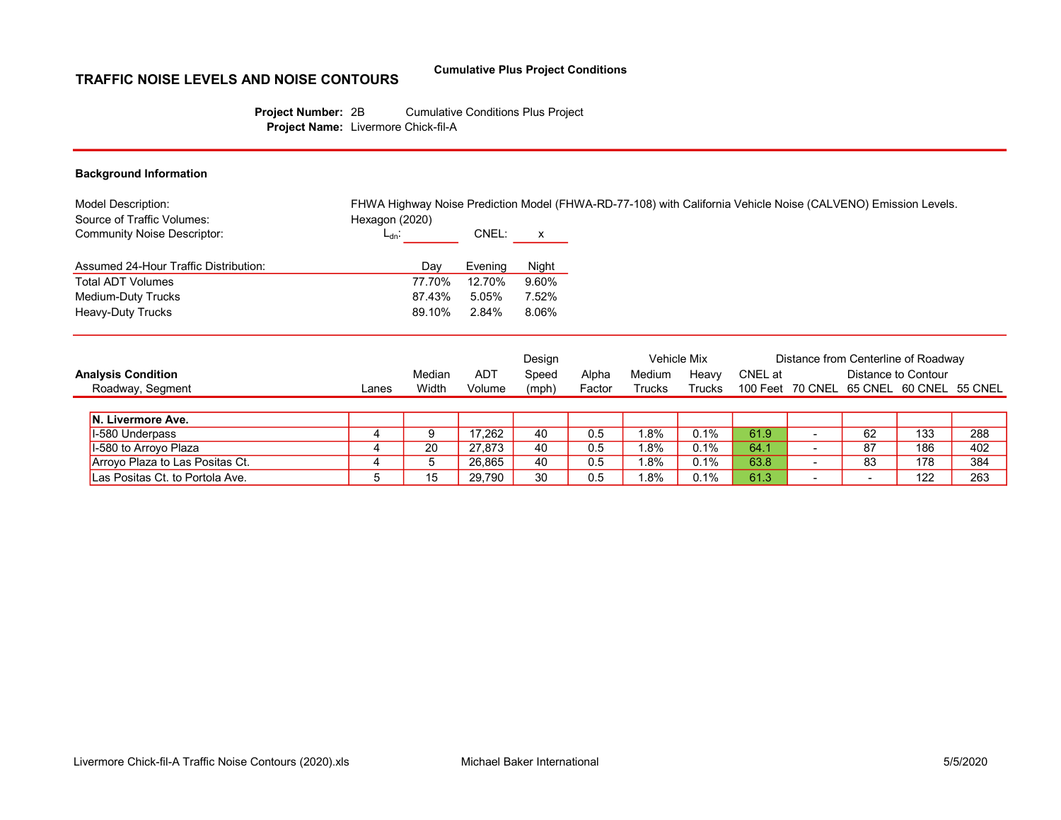# TRAFFIC NOISE LEVELS AND NOISE CONTOURS

**Cumulative Plus Project Conditions**

**Project Number:** 2B Cumulative Conditions Plus Project
**Project Name:** Livermore Chick-fil-A

## Background Information

| | |
|---|---|
| Model Description: | FHWA Highway Noise Prediction Model (FHWA-RD-77-108) with California Vehicle Noise (CALVENO) Emission Levels. |
| Source of Traffic Volumes: | Hexagon (2020) |
| Community Noise Descriptor: | $L_{dn}$: ______ CNEL: x |

| Assumed 24-Hour Traffic Distribution: | Day | Evening | Night |
|---|---|---|---|
| Total ADT Volumes | 77.70% | 12.70% | 9.60% |
| Medium-Duty Trucks | 87.43% | 5.05% | 7.52% |
| Heavy-Duty Trucks | 89.10% | 2.84% | 8.06% |

| Analysis Condition | | | | Design | | Vehicle Mix | | | Distance from Centerline of Roadway | | | |
|---|---|---|---|---|---|---|---|---|---|---|---|---|
| | | Median | ADT | Speed | Alpha | Medium | Heavy | CNEL at | Distance to Contour | | | |
| Roadway, Segment | Lanes | Width | Volume | (mph) | Factor | Trucks | Trucks | 100 Feet | 70 CNEL | 65 CNEL | 60 CNEL | 55 CNEL |
| **N. Livermore Ave.** | | | | | | | | | | | | |
| I-580 Underpass | 4 | 9 | 17,262 | 40 | 0.5 | 1.8% | 0.1% | 61.9 | - | 62 | 133 | 288 |
| I-580 to Arroyo Plaza | 4 | 20 | 27,873 | 40 | 0.5 | 1.8% | 0.1% | 64.1 | - | 87 | 186 | 402 |
| Arroyo Plaza to Las Positas Ct. | 4 | 5 | 26,865 | 40 | 0.5 | 1.8% | 0.1% | 63.8 | - | 83 | 178 | 384 |
| Las Positas Ct. to Portola Ave. | 5 | 15 | 29,790 | 30 | 0.5 | 1.8% | 0.1% | 61.3 | - | - | 122 | 263 |

Livermore Chick-fil-A Traffic Noise Contours (2020).xls Michael Baker International 5/5/2020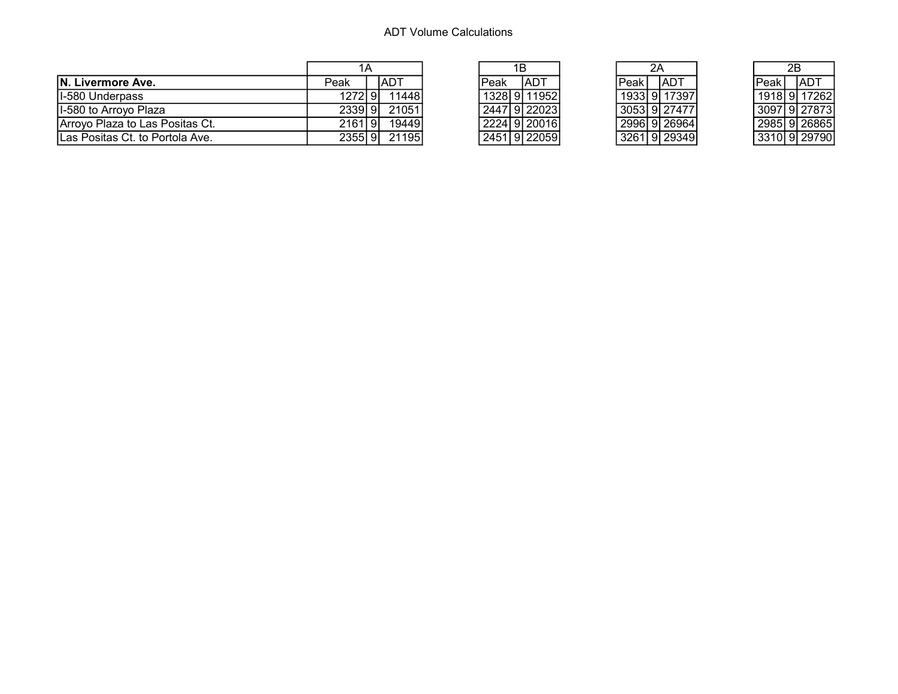# ADT Volume Calculations

| | 1A | | | 1B | | | 2A | | | 2B | | |
|---|---|---|---|---|---|---|---|---|---|---|---|---|
| **N. Livermore Ave.** | Peak | | ADT | Peak | | ADT | Peak | | ADT | Peak | | ADT |
| I-580 Underpass | 1272 | 9 | 11448 | 1328 | 9 | 11952 | 1933 | 9 | 17397 | 1918 | 9 | 17262 |
| I-580 to Arroyo Plaza | 2339 | 9 | 21051 | 2447 | 9 | 22023 | 3053 | 9 | 27477 | 3097 | 9 | 27873 |
| Arroyo Plaza to Las Positas Ct. | 2161 | 9 | 19449 | 2224 | 9 | 20016 | 2996 | 9 | 26964 | 2985 | 9 | 26865 |
| Las Positas Ct. to Portola Ave. | 2355 | 9 | 21195 | 2451 | 9 | 22059 | 3261 | 9 | 29349 | 3310 | 9 | 29790 |